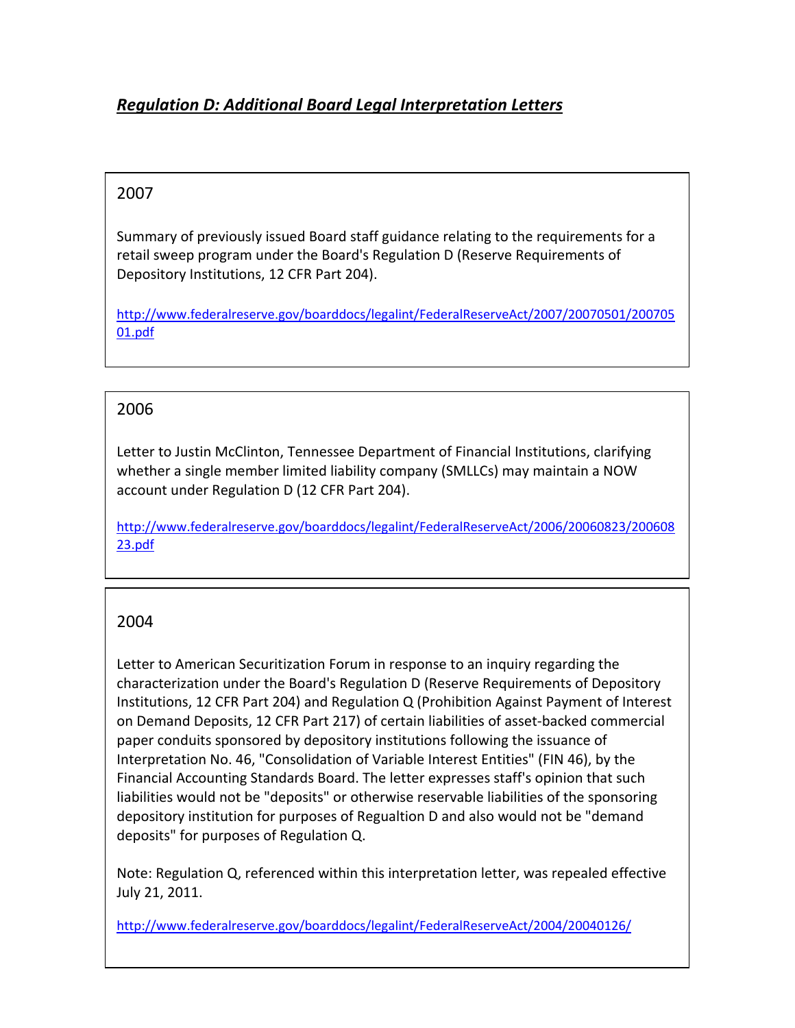# ***Regulation D: Additional Board Legal Interpretation Letters***

2007

Summary of previously issued Board staff guidance relating to the requirements for a retail sweep program under the Board's Regulation D (Reserve Requirements of Depository Institutions, 12 CFR Part 204).

http://www.federalreserve.gov/boarddocs/legalint/FederalReserveAct/2007/20070501/20070501.pdf

2006

Letter to Justin McClinton, Tennessee Department of Financial Institutions, clarifying whether a single member limited liability company (SMLLCs) may maintain a NOW account under Regulation D (12 CFR Part 204).

http://www.federalreserve.gov/boarddocs/legalint/FederalReserveAct/2006/20060823/20060823.pdf

2004

Letter to American Securitization Forum in response to an inquiry regarding the characterization under the Board's Regulation D (Reserve Requirements of Depository Institutions, 12 CFR Part 204) and Regulation Q (Prohibition Against Payment of Interest on Demand Deposits, 12 CFR Part 217) of certain liabilities of asset-backed commercial paper conduits sponsored by depository institutions following the issuance of Interpretation No. 46, "Consolidation of Variable Interest Entities" (FIN 46), by the Financial Accounting Standards Board. The letter expresses staff's opinion that such liabilities would not be "deposits" or otherwise reservable liabilities of the sponsoring depository institution for purposes of Regualtion D and also would not be "demand deposits" for purposes of Regulation Q.

Note: Regulation Q, referenced within this interpretation letter, was repealed effective July 21, 2011.

http://www.federalreserve.gov/boarddocs/legalint/FederalReserveAct/2004/20040126/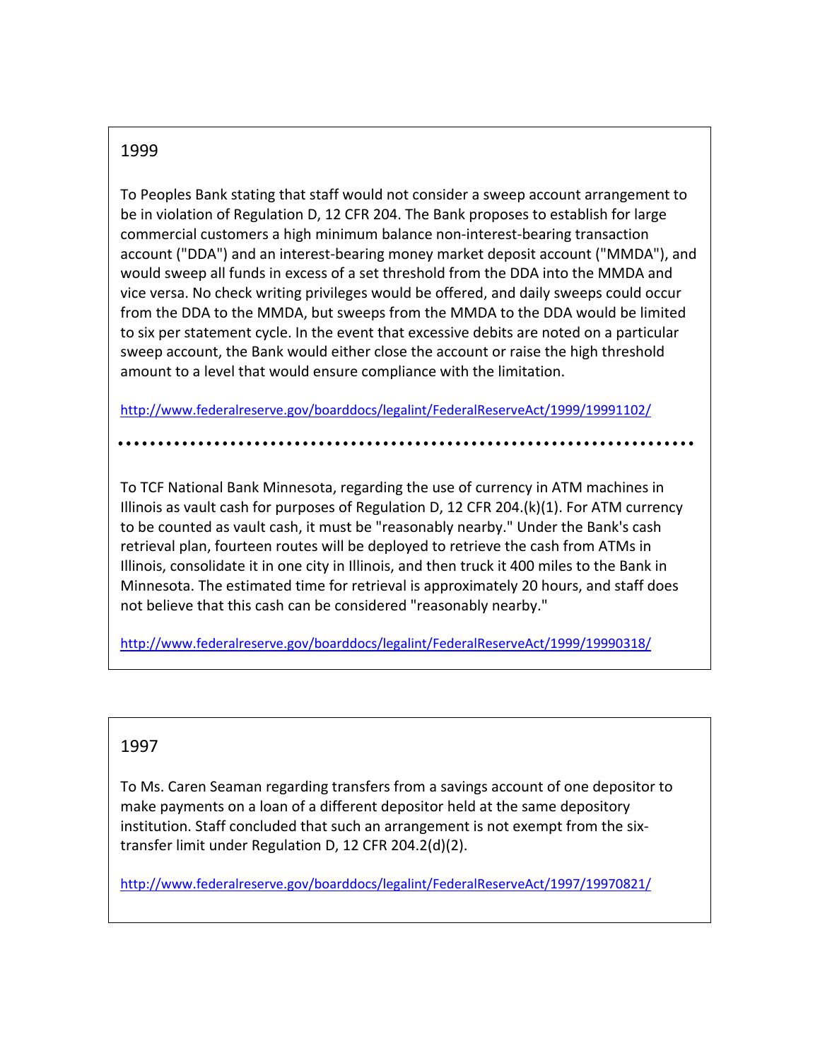## 1999

To Peoples Bank stating that staff would not consider a sweep account arrangement to be in violation of Regulation D, 12 CFR 204. The Bank proposes to establish for large commercial customers a high minimum balance non-interest-bearing transaction account ("DDA") and an interest-bearing money market deposit account ("MMDA"), and would sweep all funds in excess of a set threshold from the DDA into the MMDA and vice versa. No check writing privileges would be offered, and daily sweeps could occur from the DDA to the MMDA, but sweeps from the MMDA to the DDA would be limited to six per statement cycle. In the event that excessive debits are noted on a particular sweep account, the Bank would either close the account or raise the high threshold amount to a level that would ensure compliance with the limitation.

http://www.federalreserve.gov/boarddocs/legalint/FederalReserveAct/1999/19991102/

---

To TCF National Bank Minnesota, regarding the use of currency in ATM machines in Illinois as vault cash for purposes of Regulation D, 12 CFR 204.(k)(1). For ATM currency to be counted as vault cash, it must be "reasonably nearby." Under the Bank's cash retrieval plan, fourteen routes will be deployed to retrieve the cash from ATMs in Illinois, consolidate it in one city in Illinois, and then truck it 400 miles to the Bank in Minnesota. The estimated time for retrieval is approximately 20 hours, and staff does not believe that this cash can be considered "reasonably nearby."

http://www.federalreserve.gov/boarddocs/legalint/FederalReserveAct/1999/19990318/

## 1997

To Ms. Caren Seaman regarding transfers from a savings account of one depositor to make payments on a loan of a different depositor held at the same depository institution. Staff concluded that such an arrangement is not exempt from the six-transfer limit under Regulation D, 12 CFR 204.2(d)(2).

http://www.federalreserve.gov/boarddocs/legalint/FederalReserveAct/1997/19970821/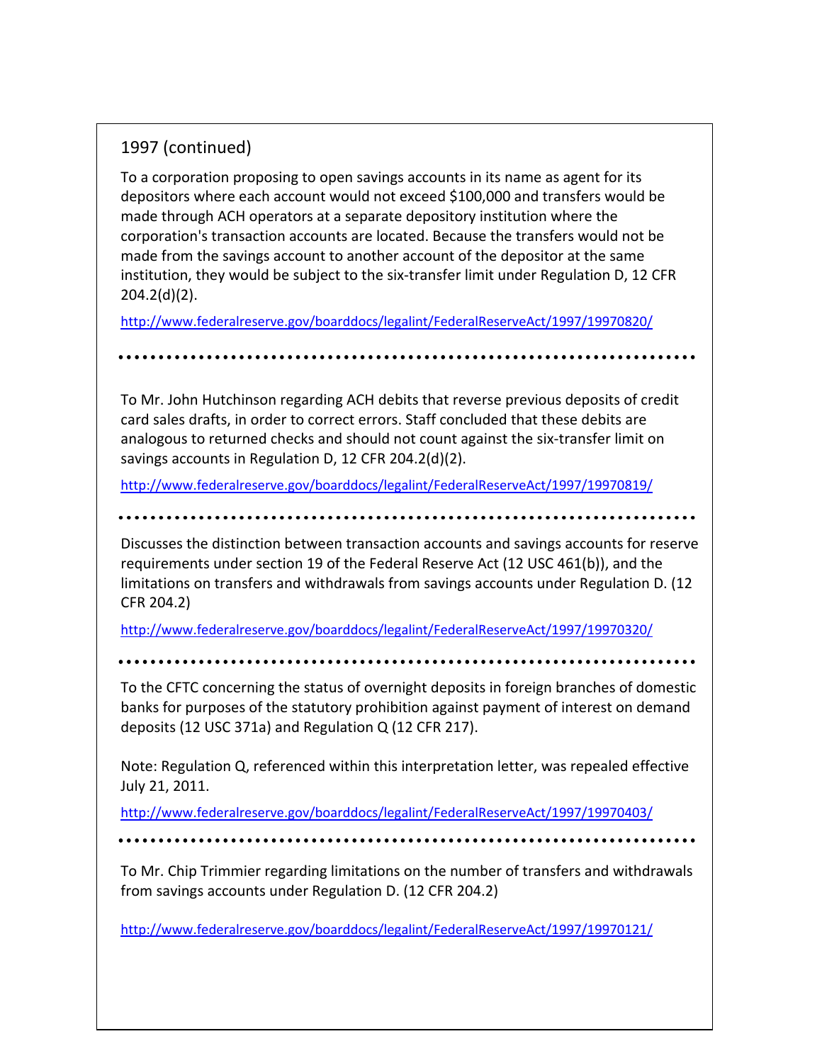## 1997 (continued)

To a corporation proposing to open savings accounts in its name as agent for its depositors where each account would not exceed $100,000 and transfers would be made through ACH operators at a separate depository institution where the corporation's transaction accounts are located. Because the transfers would not be made from the savings account to another account of the depositor at the same institution, they would be subject to the six-transfer limit under Regulation D, 12 CFR 204.2(d)(2).

http://www.federalreserve.gov/boarddocs/legalint/FederalReserveAct/1997/19970820/

---

To Mr. John Hutchinson regarding ACH debits that reverse previous deposits of credit card sales drafts, in order to correct errors. Staff concluded that these debits are analogous to returned checks and should not count against the six-transfer limit on savings accounts in Regulation D, 12 CFR 204.2(d)(2).

http://www.federalreserve.gov/boarddocs/legalint/FederalReserveAct/1997/19970819/

---

Discusses the distinction between transaction accounts and savings accounts for reserve requirements under section 19 of the Federal Reserve Act (12 USC 461(b)), and the limitations on transfers and withdrawals from savings accounts under Regulation D. (12 CFR 204.2)

http://www.federalreserve.gov/boarddocs/legalint/FederalReserveAct/1997/19970320/

---

To the CFTC concerning the status of overnight deposits in foreign branches of domestic banks for purposes of the statutory prohibition against payment of interest on demand deposits (12 USC 371a) and Regulation Q (12 CFR 217).

Note: Regulation Q, referenced within this interpretation letter, was repealed effective July 21, 2011.

http://www.federalreserve.gov/boarddocs/legalint/FederalReserveAct/1997/19970403/

---

To Mr. Chip Trimmier regarding limitations on the number of transfers and withdrawals from savings accounts under Regulation D. (12 CFR 204.2)

http://www.federalreserve.gov/boarddocs/legalint/FederalReserveAct/1997/19970121/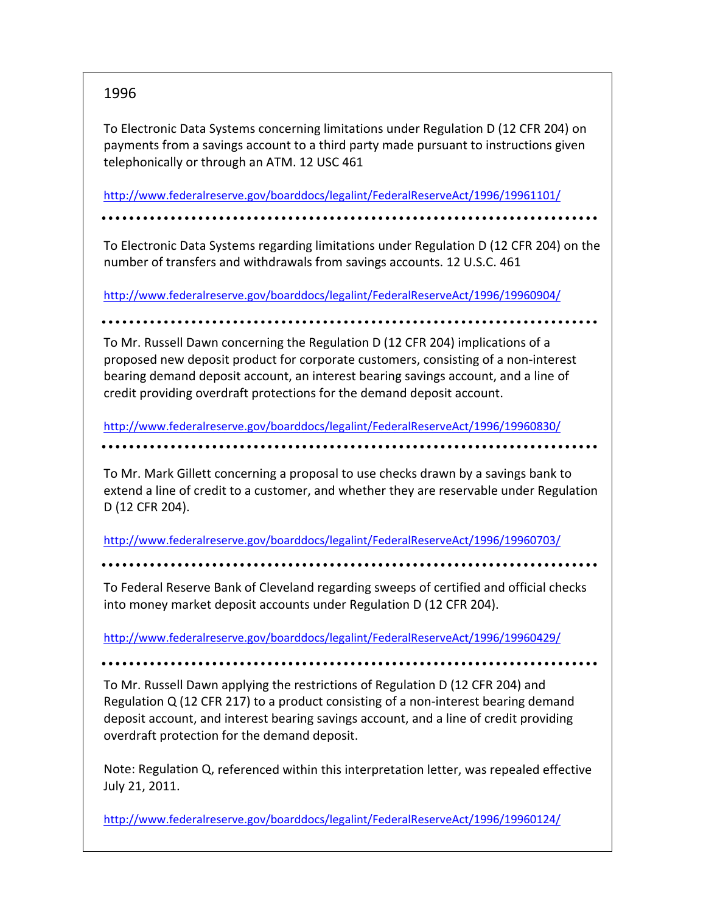1996

To Electronic Data Systems concerning limitations under Regulation D (12 CFR 204) on payments from a savings account to a third party made pursuant to instructions given telephonically or through an ATM. 12 USC 461

http://www.federalreserve.gov/boarddocs/legalint/FederalReserveAct/1996/19961101/

---

To Electronic Data Systems regarding limitations under Regulation D (12 CFR 204) on the number of transfers and withdrawals from savings accounts. 12 U.S.C. 461

http://www.federalreserve.gov/boarddocs/legalint/FederalReserveAct/1996/19960904/

---

To Mr. Russell Dawn concerning the Regulation D (12 CFR 204) implications of a proposed new deposit product for corporate customers, consisting of a non-interest bearing demand deposit account, an interest bearing savings account, and a line of credit providing overdraft protections for the demand deposit account.

http://www.federalreserve.gov/boarddocs/legalint/FederalReserveAct/1996/19960830/

---

To Mr. Mark Gillett concerning a proposal to use checks drawn by a savings bank to extend a line of credit to a customer, and whether they are reservable under Regulation D (12 CFR 204).

http://www.federalreserve.gov/boarddocs/legalint/FederalReserveAct/1996/19960703/

---

To Federal Reserve Bank of Cleveland regarding sweeps of certified and official checks into money market deposit accounts under Regulation D (12 CFR 204).

http://www.federalreserve.gov/boarddocs/legalint/FederalReserveAct/1996/19960429/

---

To Mr. Russell Dawn applying the restrictions of Regulation D (12 CFR 204) and Regulation Q (12 CFR 217) to a product consisting of a non-interest bearing demand deposit account, and interest bearing savings account, and a line of credit providing overdraft protection for the demand deposit.

Note: Regulation Q, referenced within this interpretation letter, was repealed effective July 21, 2011.

http://www.federalreserve.gov/boarddocs/legalint/FederalReserveAct/1996/19960124/